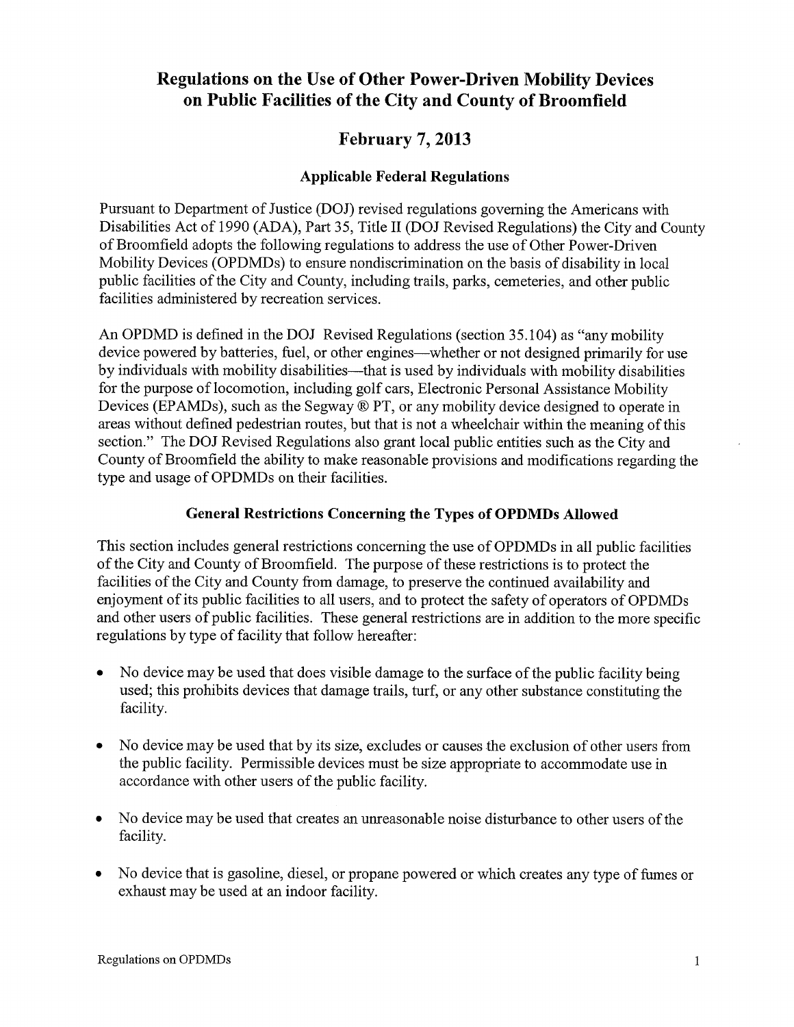# Regulations on the Use of Other Power-Driven Mobility Devices on Public Facilities of the City and County of Broomfield

## February 7, 2013

### Applicable Federal Regulations

Pursuant to Department of Justice (DOJ) revised regulations governing the Americans with Disabilities Act of 1990 (ADA), Part 35, Title II (DOJ Revised Regulations) the City and County of Broomfield adopts the following regulations to address the use of Other Power-Driven Mobility Devices (OPDMDs) to ensure nondiscrimination on the basis of disability in local public facilities of the City and County, including trails, parks, cemeteries, and other public facilities administered by recreation services.

An OPDMD is defined in the DOJ Revised Regulations (section 35.104) as "any mobility device powered by batteries, fuel, or other engines—whether or not designed primarily for use by individuals with mobility disabilities—that is used by individuals with mobility disabilities for the purpose of locomotion, including golf cars, Electronic Personal Assistance Mobility Devices (EPAMDs), such as the Segway ® PT, or any mobility device designed to operate in areas without defined pedestrian routes, but that is not a wheelchair within the meaning of this section." The DOJ Revised Regulations also grant local public entities such as the City and County of Broomfield the ability to make reasonable provisions and modifications regarding the type and usage of OPDMDs on their facilities.

### General Restrictions Concerning the Types of OPDMDs Allowed

This section includes general restrictions concerning the use of OPDMDs in all public facilities of the City and County of Broomfield. The purpose of these restrictions is to protect the facilities of the City and County from damage, to preserve the continued availability and enjoyment of its public facilities to all users, and to protect the safety of operators of OPDMDs and other users of public facilities. These general restrictions are in addition to the more specific regulations by type of facility that follow hereafter:

- No device may be used that does visible damage to the surface of the public facility being used; this prohibits devices that damage trails, turf, or any other substance constituting the facility.
- No device may be used that by its size, excludes or causes the exclusion of other users from the public facility. Permissible devices must be size appropriate to accommodate use in accordance with other users of the public facility.
- No device may be used that creates an unreasonable noise disturbance to other users of the facility.
- No device that is gasoline, diesel, or propane powered or which creates any type of fumes or exhaust may be used at an indoor facility.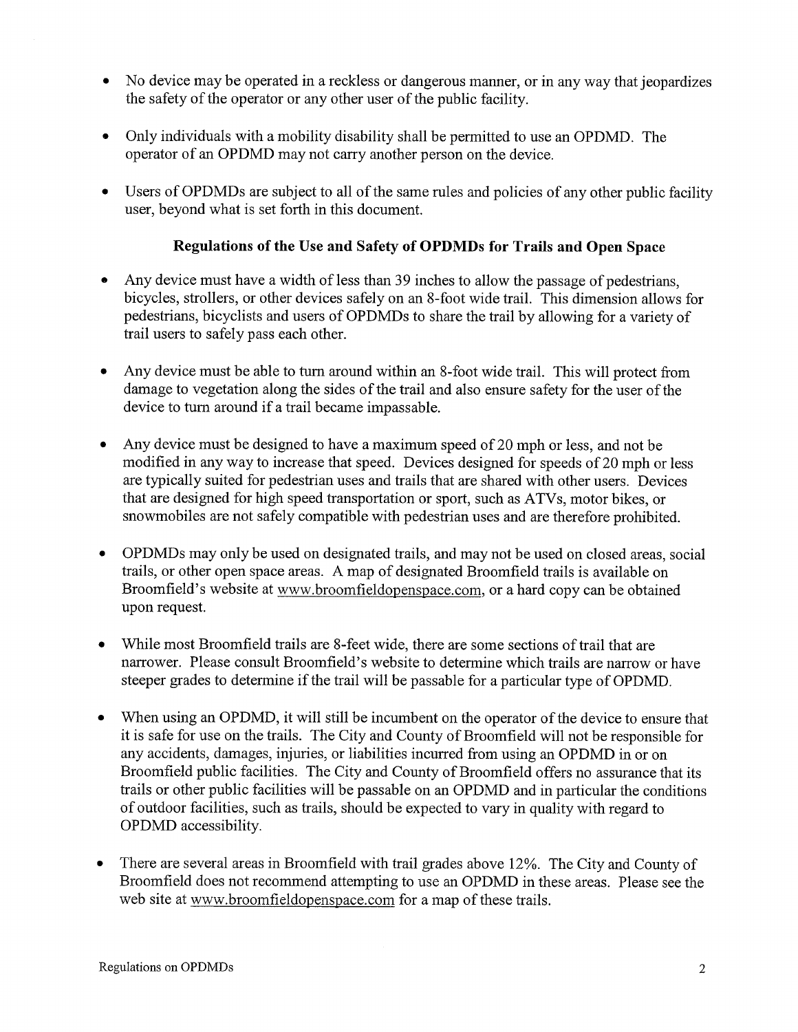- No device may be operated in a reckless or dangerous manner, or in any way that jeopardizes the safety of the operator or any other user of the public facility.

- Only individuals with a mobility disability shall be permitted to use an OPDMD. The operator of an OPDMD may not carry another person on the device.

- Users of OPDMDs are subject to all of the same rules and policies of any other public facility user, beyond what is set forth in this document.

### Regulations of the Use and Safety of OPDMDs for Trails and Open Space

- Any device must have a width of less than 39 inches to allow the passage of pedestrians, bicycles, strollers, or other devices safely on an 8-foot wide trail. This dimension allows for pedestrians, bicyclists and users of OPDMDs to share the trail by allowing for a variety of trail users to safely pass each other.

- Any device must be able to turn around within an 8-foot wide trail. This will protect from damage to vegetation along the sides of the trail and also ensure safety for the user of the device to turn around if a trail became impassable.

- Any device must be designed to have a maximum speed of 20 mph or less, and not be modified in any way to increase that speed. Devices designed for speeds of 20 mph or less are typically suited for pedestrian uses and trails that are shared with other users. Devices that are designed for high speed transportation or sport, such as ATVs, motor bikes, or snowmobiles are not safely compatible with pedestrian uses and are therefore prohibited.

- OPDMDs may only be used on designated trails, and may not be used on closed areas, social trails, or other open space areas. A map of designated Broomfield trails is available on Broomfield's website at www.broomfieldopenspace.com, or a hard copy can be obtained upon request.

- While most Broomfield trails are 8-feet wide, there are some sections of trail that are narrower. Please consult Broomfield's website to determine which trails are narrow or have steeper grades to determine if the trail will be passable for a particular type of OPDMD.

- When using an OPDMD, it will still be incumbent on the operator of the device to ensure that it is safe for use on the trails. The City and County of Broomfield will not be responsible for any accidents, damages, injuries, or liabilities incurred from using an OPDMD in or on Broomfield public facilities. The City and County of Broomfield offers no assurance that its trails or other public facilities will be passable on an OPDMD and in particular the conditions of outdoor facilities, such as trails, should be expected to vary in quality with regard to OPDMD accessibility.

- There are several areas in Broomfield with trail grades above 12%. The City and County of Broomfield does not recommend attempting to use an OPDMD in these areas. Please see the web site at www.broomfieldopenspace.com for a map of these trails.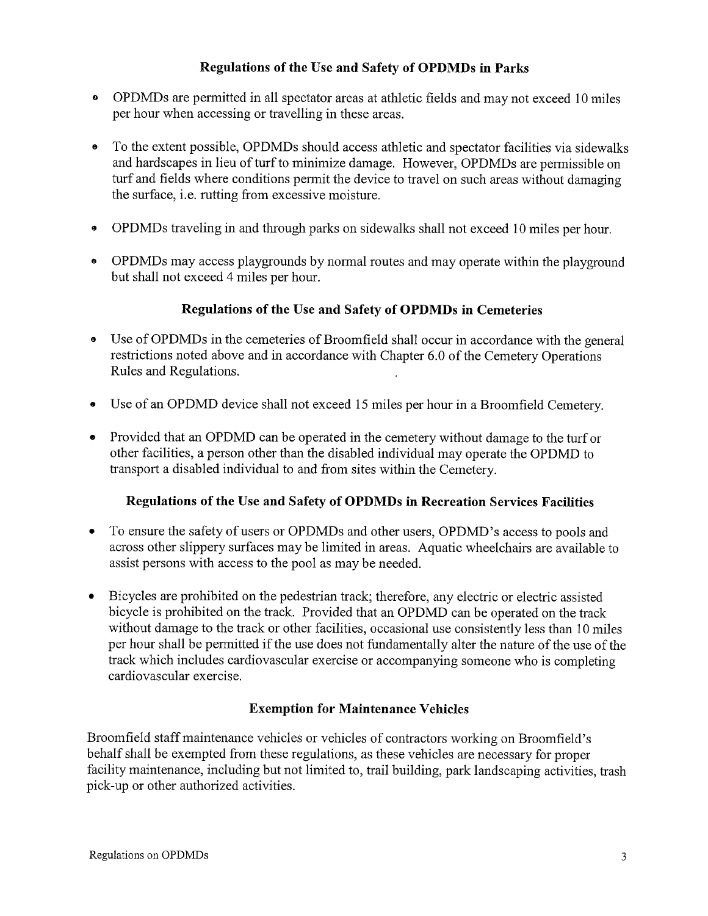## Regulations of the Use and Safety of OPDMDs in Parks

- OPDMDs are permitted in all spectator areas at athletic fields and may not exceed 10 miles per hour when accessing or travelling in these areas.
- To the extent possible, OPDMDs should access athletic and spectator facilities via sidewalks and hardscapes in lieu of turf to minimize damage. However, OPDMDs are permissible on turf and fields where conditions permit the device to travel on such areas without damaging the surface, i.e. rutting from excessive moisture.
- OPDMDs traveling in and through parks on sidewalks shall not exceed 10 miles per hour.
- OPDMDs may access playgrounds by normal routes and may operate within the playground but shall not exceed 4 miles per hour.

## Regulations of the Use and Safety of OPDMDs in Cemeteries

- Use of OPDMDs in the cemeteries of Broomfield shall occur in accordance with the general restrictions noted above and in accordance with Chapter 6.0 of the Cemetery Operations Rules and Regulations.
- Use of an OPDMD device shall not exceed 15 miles per hour in a Broomfield Cemetery.
- Provided that an OPDMD can be operated in the cemetery without damage to the turf or other facilities, a person other than the disabled individual may operate the OPDMD to transport a disabled individual to and from sites within the Cemetery.

## Regulations of the Use and Safety of OPDMDs in Recreation Services Facilities

- To ensure the safety of users or OPDMDs and other users, OPDMD's access to pools and across other slippery surfaces may be limited in areas. Aquatic wheelchairs are available to assist persons with access to the pool as may be needed.
- Bicycles are prohibited on the pedestrian track; therefore, any electric or electric assisted bicycle is prohibited on the track. Provided that an OPDMD can be operated on the track without damage to the track or other facilities, occasional use consistently less than 10 miles per hour shall be permitted if the use does not fundamentally alter the nature of the use of the track which includes cardiovascular exercise or accompanying someone who is completing cardiovascular exercise.

## Exemption for Maintenance Vehicles

Broomfield staff maintenance vehicles or vehicles of contractors working on Broomfield's behalf shall be exempted from these regulations, as these vehicles are necessary for proper facility maintenance, including but not limited to, trail building, park landscaping activities, trash pick-up or other authorized activities.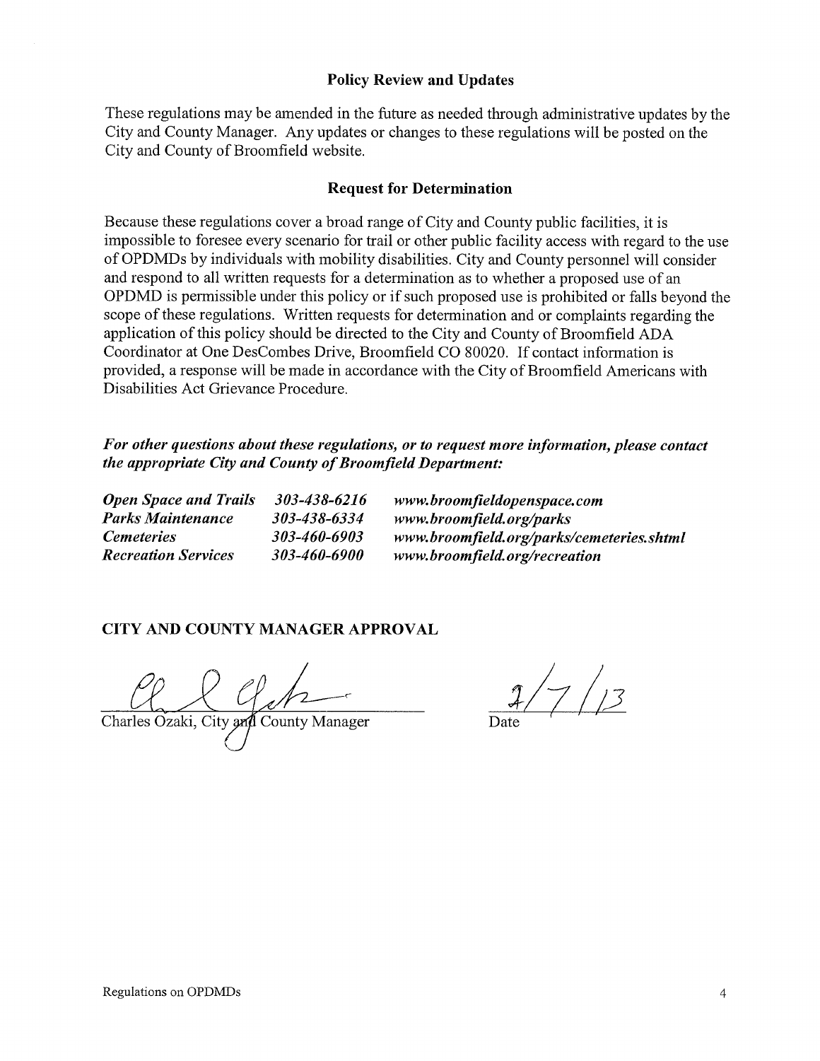### Policy Review and Updates

These regulations may be amended in the future as needed through administrative updates by the City and County Manager. Any updates or changes to these regulations will be posted on the City and County of Broomfield website.

### Request for Determination

Because these regulations cover a broad range of City and County public facilities, it is impossible to foresee every scenario for trail or other public facility access with regard to the use of OPDMDs by individuals with mobility disabilities. City and County personnel will consider and respond to all written requests for a determination as to whether a proposed use of an OPDMD is permissible under this policy or if such proposed use is prohibited or falls beyond the scope of these regulations. Written requests for determination and or complaints regarding the application of this policy should be directed to the City and County of Broomfield ADA Coordinator at One DesCombes Drive, Broomfield CO 80020. If contact information is provided, a response will be made in accordance with the City of Broomfield Americans with Disabilities Act Grievance Procedure.

***For other questions about these regulations, or to request more information, please contact the appropriate City and County of Broomfield Department:***

| | | |
|---|---|---|
| ***Open Space and Trails*** | ***303-438-6216*** | ***www.broomfieldopenspace.com*** |
| ***Parks Maintenance*** | ***303-438-6334*** | ***www.broomfield.org/parks*** |
| ***Cemeteries*** | ***303-460-6903*** | ***www.broomfield.org/parks/cemeteries.shtml*** |
| ***Recreation Services*** | ***303-460-6900*** | ***www.broomfield.org/recreation*** |

**CITY AND COUNTY MANAGER APPROVAL**

Charles Ozaki, City and County Manager

Date 2/7/13